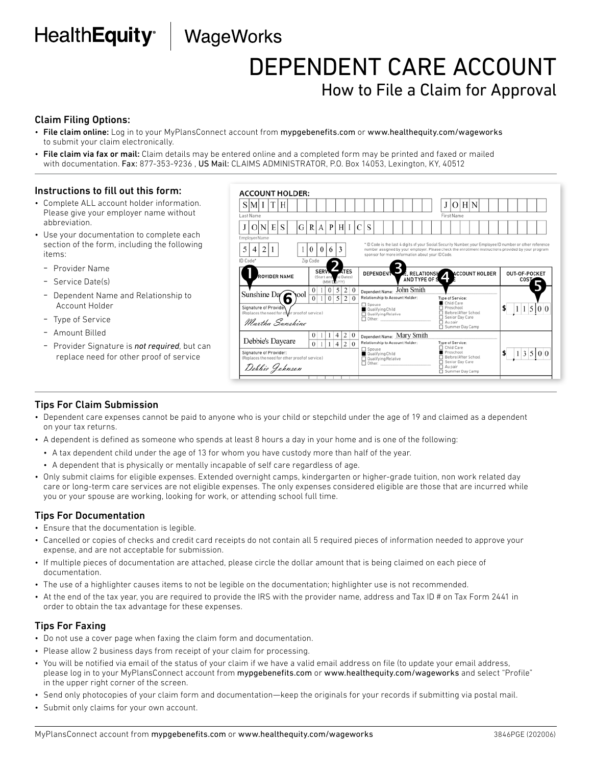HealthEquity | WageWorks

# DEPENDENT CARE ACCOUNT

## How to File a Claim for Approval

### Claim Filing Options:

- File claim online: Log in to your MyPlansConnect account from mypgebenefits.com or www.healthequity.com/wageworks to submit your claim electronically.
- File claim via fax or mail: Claim details may be entered online and a completed form may be printed and faxed or mailed with documentation. Fax: 877-353-9236 , US Mail: CLAIMS ADMINISTRATOR, P.O. Box 14053, Lexington, KY, 40512

### Instructions to fill out this form:

- Complete ALL account holder information. Please give your employer name without abbreviation.
- Use your documentation to complete each section of the form, including the following items:
  - Provider Name
  - Service Date(s)
  - Dependent Name and Relationship to Account Holder
  - Type of Service
  - Amount Billed
  - Provider Signature is *not required*, but can replace need for other proof of service

**ACCOUNT HOLDER:**

Last Name: SMITH — First Name: JOHN

Employer Name: JONES GRAPHICS

ID Code*: 5421 — Zip Code: 10063

\* ID Code is the last 4 digits of your Social Security Number, your Employee ID number or other reference number assigned by your employer. Please check the enrollment instructions provided by your program sponsor for more information about your ID Code.

| (1) PROVIDER NAME | (2) SERVICE DATES (Start and End Dates) (MM/DD/YY) | (3) DEPENDENT NAME, RELATIONSHIP TO ACCOUNT HOLDER AND (4) TYPE OF SERVICE | (5) OUT-OF-POCKET COST |
|---|---|---|---|
| Sunshine Day School; (6) Signature of Provider: (Replaces the need for other proof of service) *Martha Sunshine* | 010520 – 010520 | Dependent Name: John Smith; Relationship to Account Holder: ■ Qualifying Child (☐ Spouse ☐ Qualifying Relative ☐ Other); Type of Service: ■ Child Care (☐ Preschool ☐ Before/After School ☐ Senior Day Care ☐ Au pair ☐ Summer Day Camp) | $115.00 |
| Debbie's Daycare; Signature of Provider: (Replaces the need for other proof of service) *Debbie Johnson* | 011420 – 011420 | Dependent Name: Mary Smith; Relationship to Account Holder: ■ Qualifying Child (☐ Spouse ☐ Qualifying Relative ☐ Other); Type of Service: ■ Preschool (☐ Child Care ☐ Before/After School ☐ Senior Day Care ☐ Au pair ☐ Summer Day Camp) | $135.00 |

### Tips For Claim Submission

- Dependent care expenses cannot be paid to anyone who is your child or stepchild under the age of 19 and claimed as a dependent on your tax returns.
- A dependent is defined as someone who spends at least 8 hours a day in your home and is one of the following:
  - A tax dependent child under the age of 13 for whom you have custody more than half of the year.
  - A dependent that is physically or mentally incapable of self care regardless of age.
- Only submit claims for eligible expenses. Extended overnight camps, kindergarten or higher-grade tuition, non work related day care or long-term care services are not eligible expenses. The only expenses considered eligible are those that are incurred while you or your spouse are working, looking for work, or attending school full time.

### Tips For Documentation

- Ensure that the documentation is legible.
- Cancelled or copies of checks and credit card receipts do not contain all 5 required pieces of information needed to approve your expense, and are not acceptable for submission.
- If multiple pieces of documentation are attached, please circle the dollar amount that is being claimed on each piece of documentation.
- The use of a highlighter causes items to not be legible on the documentation; highlighter use is not recommended.
- At the end of the tax year, you are required to provide the IRS with the provider name, address and Tax ID # on Tax Form 2441 in order to obtain the tax advantage for these expenses.

### Tips For Faxing

- Do not use a cover page when faxing the claim form and documentation.
- Please allow 2 business days from receipt of your claim for processing.
- You will be notified via email of the status of your claim if we have a valid email address on file (to update your email address, please log in to your MyPlansConnect account from mypgebenefits.com or www.healthequity.com/wageworks and select "Profile" in the upper right corner of the screen.
- Send only photocopies of your claim form and documentation—keep the originals for your records if submitting via postal mail.
- Submit only claims for your own account.

MyPlansConnect account from mypgebenefits.com or www.healthequity.com/wageworks — 3846PGE (202006)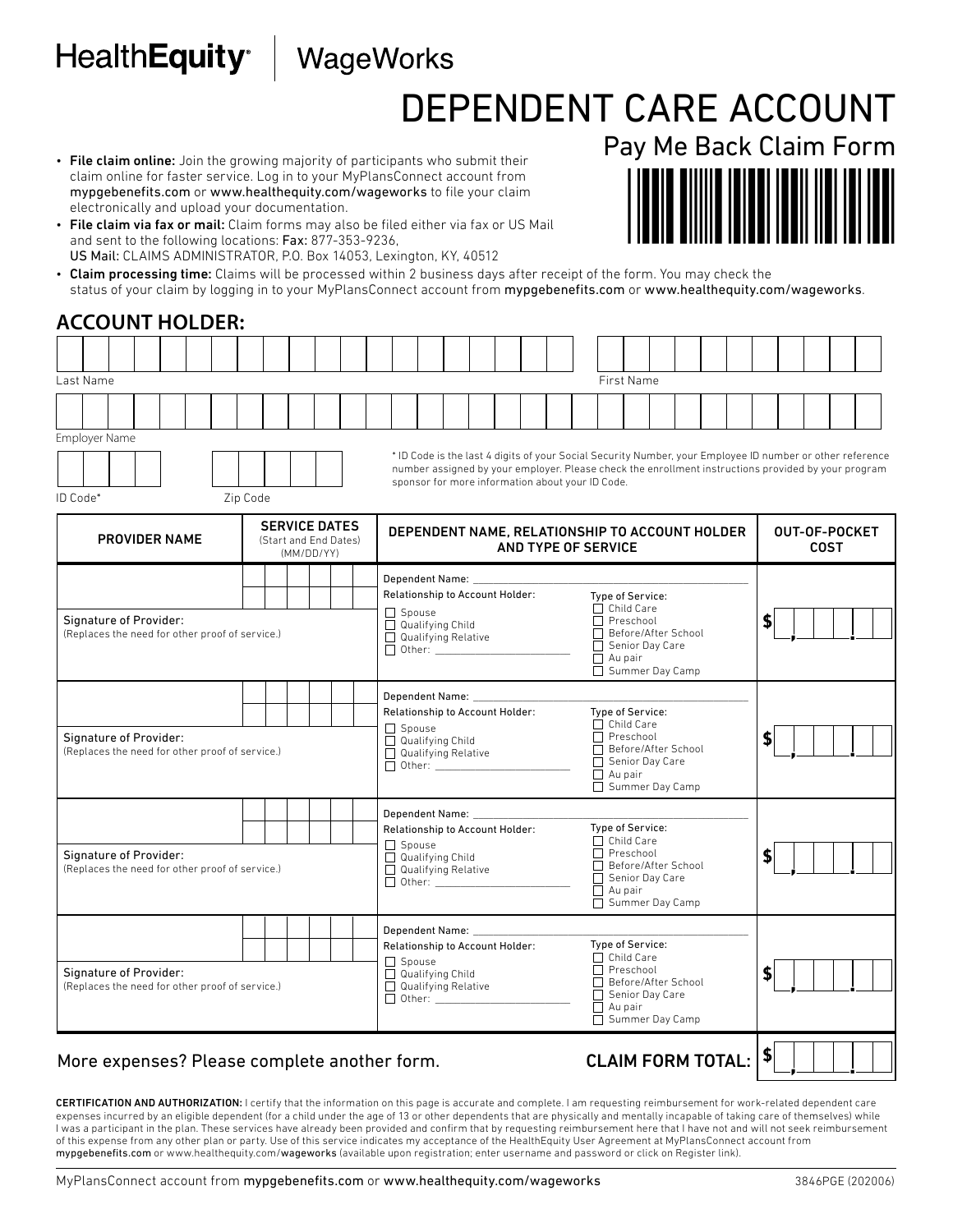HealthEquity | WageWorks

# DEPENDENT CARE ACCOUNT

## Pay Me Back Claim Form

- **File claim online:** Join the growing majority of participants who submit their claim online for faster service. Log in to your MyPlansConnect account from mypgebenefits.com or www.healthequity.com/wageworks to file your claim electronically and upload your documentation.
- **File claim via fax or mail:** Claim forms may also be filed either via fax or US Mail and sent to the following locations: Fax: 877-353-9236, US Mail: CLAIMS ADMINISTRATOR, P.O. Box 14053, Lexington, KY, 40512
- **Claim processing time:** Claims will be processed within 2 business days after receipt of the form. You may check the status of your claim by logging in to your MyPlansConnect account from mypgebenefits.com or www.healthequity.com/wageworks.

## ACCOUNT HOLDER:

Last Name

First Name

Employer Name

ID Code*

Zip Code

* ID Code is the last 4 digits of your Social Security Number, your Employee ID number or other reference number assigned by your employer. Please check the enrollment instructions provided by your program sponsor for more information about your ID Code.

| PROVIDER NAME | SERVICE DATES (Start and End Dates) (MM/DD/YY) | DEPENDENT NAME, RELATIONSHIP TO ACCOUNT HOLDER AND TYPE OF SERVICE | OUT-OF-POCKET COST |
|---|---|---|---|
| Signature of Provider: (Replaces the need for other proof of service.) | | Dependent Name: ___ Relationship to Account Holder: ☐ Spouse ☐ Qualifying Child ☐ Qualifying Relative ☐ Other: ___ Type of Service: ☐ Child Care ☐ Preschool ☐ Before/After School ☐ Senior Day Care ☐ Au pair ☐ Summer Day Camp | $ , . |
| Signature of Provider: (Replaces the need for other proof of service.) | | Dependent Name: ___ Relationship to Account Holder: ☐ Spouse ☐ Qualifying Child ☐ Qualifying Relative ☐ Other: ___ Type of Service: ☐ Child Care ☐ Preschool ☐ Before/After School ☐ Senior Day Care ☐ Au pair ☐ Summer Day Camp | $ , . |
| Signature of Provider: (Replaces the need for other proof of service.) | | Dependent Name: ___ Relationship to Account Holder: ☐ Spouse ☐ Qualifying Child ☐ Qualifying Relative ☐ Other: ___ Type of Service: ☐ Child Care ☐ Preschool ☐ Before/After School ☐ Senior Day Care ☐ Au pair ☐ Summer Day Camp | $ , . |
| Signature of Provider: (Replaces the need for other proof of service.) | | Dependent Name: ___ Relationship to Account Holder: ☐ Spouse ☐ Qualifying Child ☐ Qualifying Relative ☐ Other: ___ Type of Service: ☐ Child Care ☐ Preschool ☐ Before/After School ☐ Senior Day Care ☐ Au pair ☐ Summer Day Camp | $ , . |

More expenses? Please complete another form.

**CLAIM FORM TOTAL:** $ , .

**CERTIFICATION AND AUTHORIZATION:** I certify that the information on this page is accurate and complete. I am requesting reimbursement for work-related dependent care expenses incurred by an eligible dependent (for a child under the age of 13 or other dependents that are physically and mentally incapable of taking care of themselves) while I was a participant in the plan. These services have already been provided and confirm that by requesting reimbursement here that I have not and will not seek reimbursement of this expense from any other plan or party. Use of this service indicates my acceptance of the HealthEquity User Agreement at MyPlansConnect account from mypgebenefits.com or www.healthequity.com/wageworks (available upon registration; enter username and password or click on Register link).

MyPlansConnect account from mypgebenefits.com or www.healthequity.com/wageworks

3846PGE (202006)